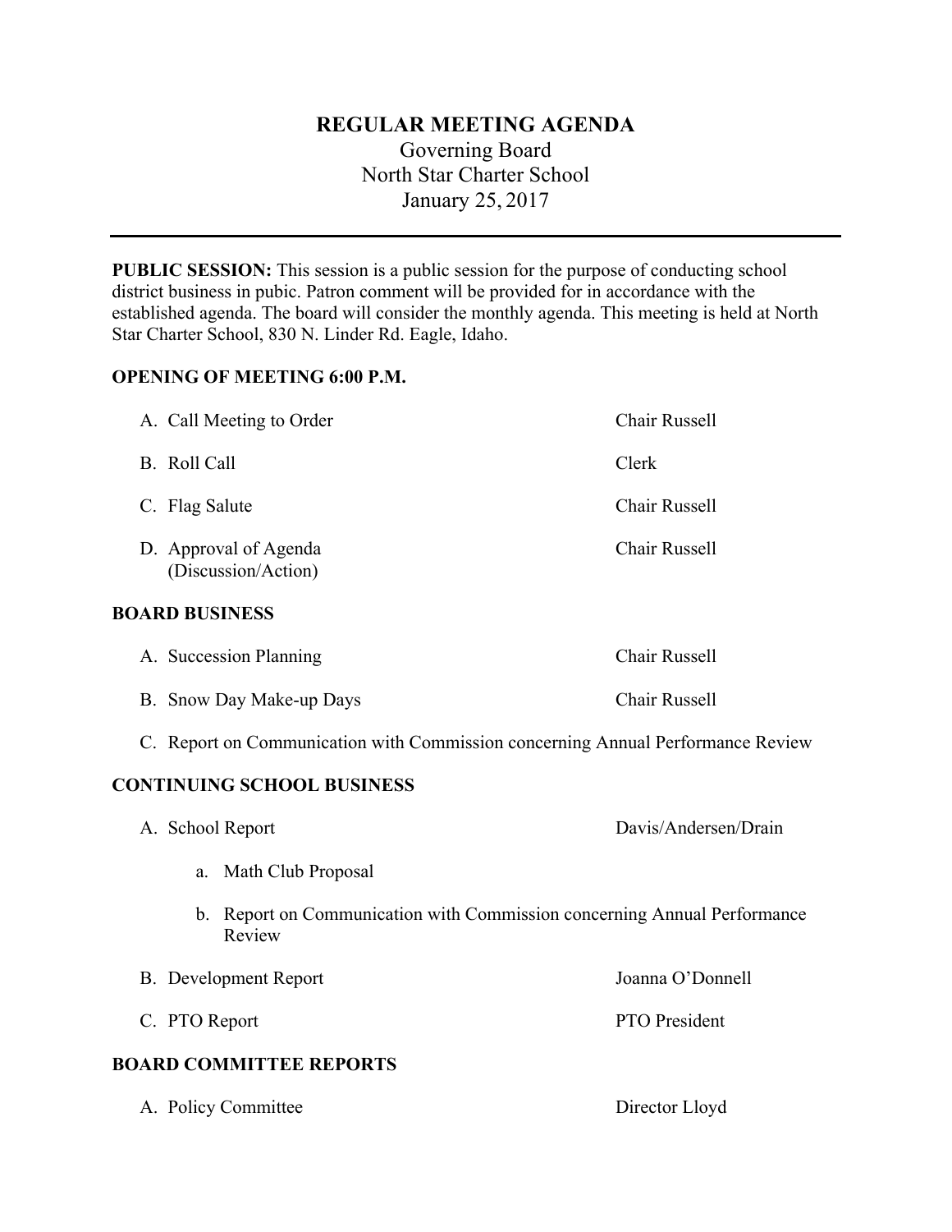# REGULAR MEETING AGENDA

Governing Board
North Star Charter School
January 25, 2017

---

**PUBLIC SESSION:** This session is a public session for the purpose of conducting school district business in pubic. Patron comment will be provided for in accordance with the established agenda. The board will consider the monthly agenda. This meeting is held at North Star Charter School, 830 N. Linder Rd. Eagle, Idaho.

**OPENING OF MEETING 6:00 P.M.**

A. Call Meeting to Order — Chair Russell

B. Roll Call — Clerk

C. Flag Salute — Chair Russell

D. Approval of Agenda (Discussion/Action) — Chair Russell

**BOARD BUSINESS**

A. Succession Planning — Chair Russell

B. Snow Day Make-up Days — Chair Russell

C. Report on Communication with Commission concerning Annual Performance Review

**CONTINUING SCHOOL BUSINESS**

A. School Report — Davis/Andersen/Drain

  a. Math Club Proposal

  b. Report on Communication with Commission concerning Annual Performance Review

B. Development Report — Joanna O'Donnell

C. PTO Report — PTO President

**BOARD COMMITTEE REPORTS**

A. Policy Committee — Director Lloyd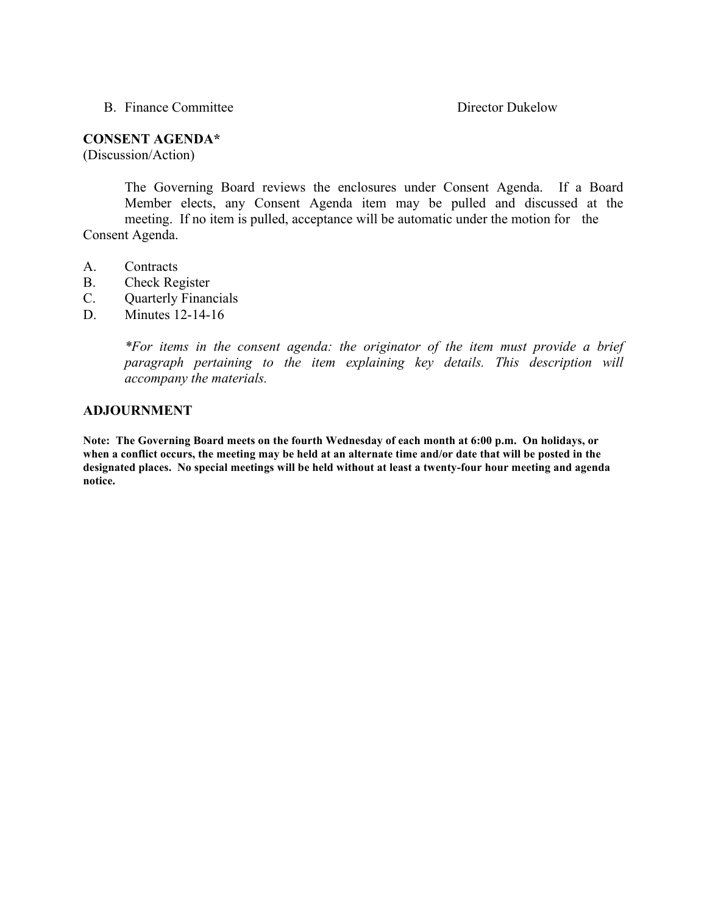B. Finance Committee — Director Dukelow

**CONSENT AGENDA***
(Discussion/Action)

The Governing Board reviews the enclosures under Consent Agenda. If a Board Member elects, any Consent Agenda item may be pulled and discussed at the meeting. If no item is pulled, acceptance will be automatic under the motion for the Consent Agenda.

A. Contracts
B. Check Register
C. Quarterly Financials
D. Minutes 12-14-16

*\*For items in the consent agenda: the originator of the item must provide a brief paragraph pertaining to the item explaining key details. This description will accompany the materials.*

**ADJOURNMENT**

**Note: The Governing Board meets on the fourth Wednesday of each month at 6:00 p.m. On holidays, or when a conflict occurs, the meeting may be held at an alternate time and/or date that will be posted in the designated places. No special meetings will be held without at least a twenty-four hour meeting and agenda notice.**